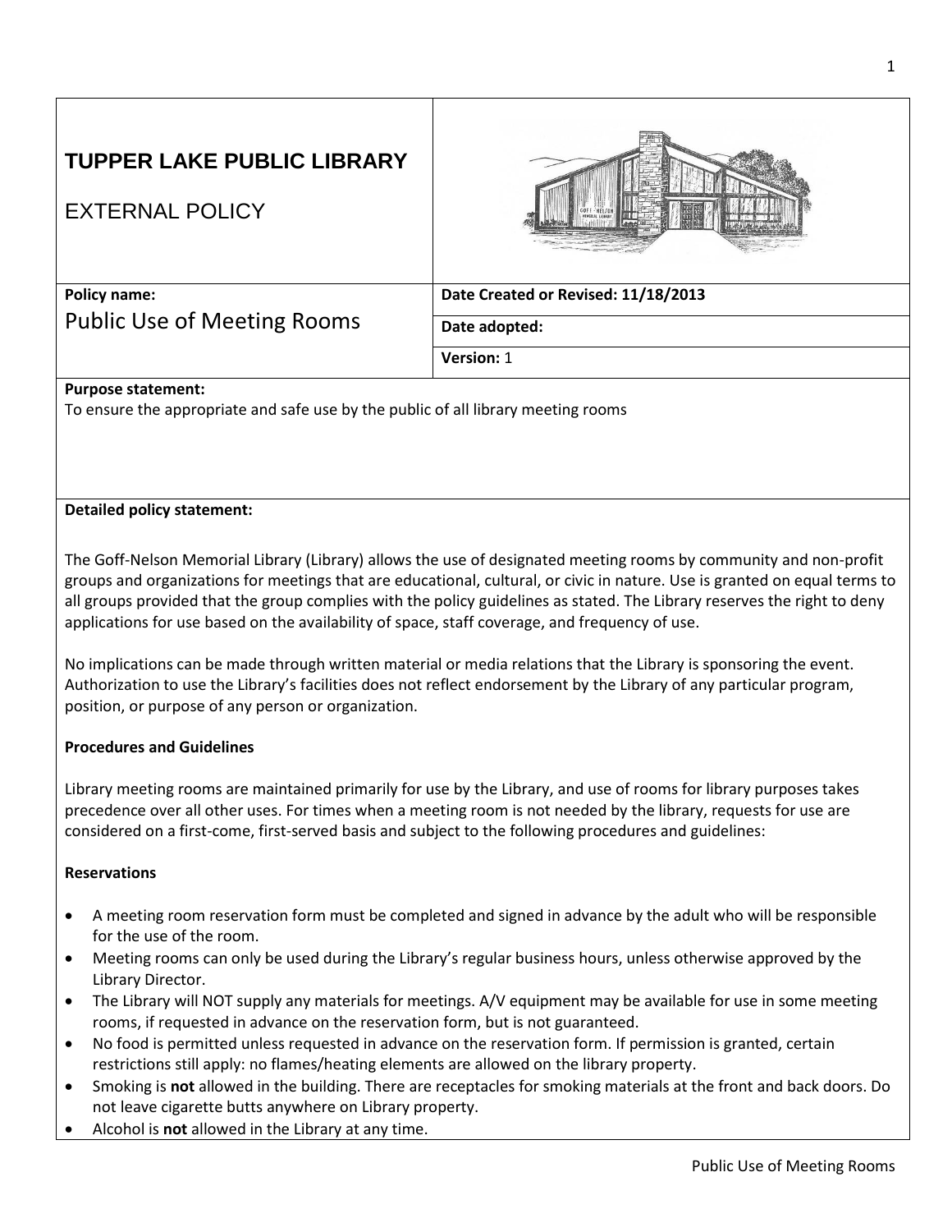# TUPPER LAKE PUBLIC LIBRARY

EXTERNAL POLICY

| **Policy name:** Public Use of Meeting Rooms | **Date Created or Revised: 11/18/2013** |
|---|---|
| | **Date adopted:** |
| | **Version:** 1 |

**Purpose statement:**

To ensure the appropriate and safe use by the public of all library meeting rooms

**Detailed policy statement:**

The Goff-Nelson Memorial Library (Library) allows the use of designated meeting rooms by community and non-profit groups and organizations for meetings that are educational, cultural, or civic in nature. Use is granted on equal terms to all groups provided that the group complies with the policy guidelines as stated. The Library reserves the right to deny applications for use based on the availability of space, staff coverage, and frequency of use.

No implications can be made through written material or media relations that the Library is sponsoring the event. Authorization to use the Library's facilities does not reflect endorsement by the Library of any particular program, position, or purpose of any person or organization.

**Procedures and Guidelines**

Library meeting rooms are maintained primarily for use by the Library, and use of rooms for library purposes takes precedence over all other uses. For times when a meeting room is not needed by the library, requests for use are considered on a first-come, first-served basis and subject to the following procedures and guidelines:

**Reservations**

- A meeting room reservation form must be completed and signed in advance by the adult who will be responsible for the use of the room.
- Meeting rooms can only be used during the Library's regular business hours, unless otherwise approved by the Library Director.
- The Library will NOT supply any materials for meetings. A/V equipment may be available for use in some meeting rooms, if requested in advance on the reservation form, but is not guaranteed.
- No food is permitted unless requested in advance on the reservation form. If permission is granted, certain restrictions still apply: no flames/heating elements are allowed on the library property.
- Smoking is **not** allowed in the building. There are receptacles for smoking materials at the front and back doors. Do not leave cigarette butts anywhere on Library property.
- Alcohol is **not** allowed in the Library at any time.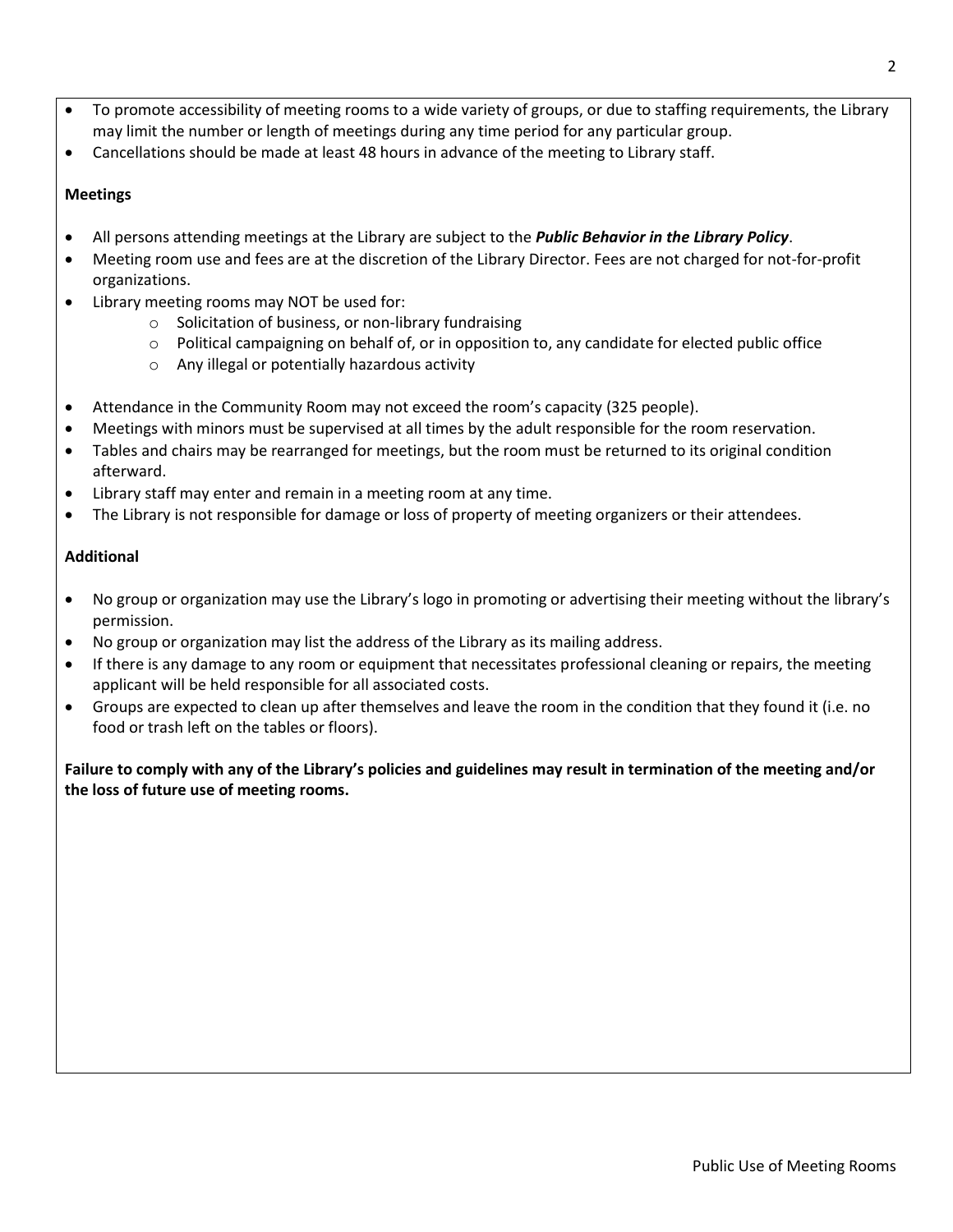- To promote accessibility of meeting rooms to a wide variety of groups, or due to staffing requirements, the Library may limit the number or length of meetings during any time period for any particular group.
- Cancellations should be made at least 48 hours in advance of the meeting to Library staff.

**Meetings**

- All persons attending meetings at the Library are subject to the ***Public Behavior in the Library Policy***.
- Meeting room use and fees are at the discretion of the Library Director. Fees are not charged for not-for-profit organizations.
- Library meeting rooms may NOT be used for:
  - Solicitation of business, or non-library fundraising
  - Political campaigning on behalf of, or in opposition to, any candidate for elected public office
  - Any illegal or potentially hazardous activity
- Attendance in the Community Room may not exceed the room's capacity (325 people).
- Meetings with minors must be supervised at all times by the adult responsible for the room reservation.
- Tables and chairs may be rearranged for meetings, but the room must be returned to its original condition afterward.
- Library staff may enter and remain in a meeting room at any time.
- The Library is not responsible for damage or loss of property of meeting organizers or their attendees.

**Additional**

- No group or organization may use the Library's logo in promoting or advertising their meeting without the library's permission.
- No group or organization may list the address of the Library as its mailing address.
- If there is any damage to any room or equipment that necessitates professional cleaning or repairs, the meeting applicant will be held responsible for all associated costs.
- Groups are expected to clean up after themselves and leave the room in the condition that they found it (i.e. no food or trash left on the tables or floors).

**Failure to comply with any of the Library's policies and guidelines may result in termination of the meeting and/or the loss of future use of meeting rooms.**